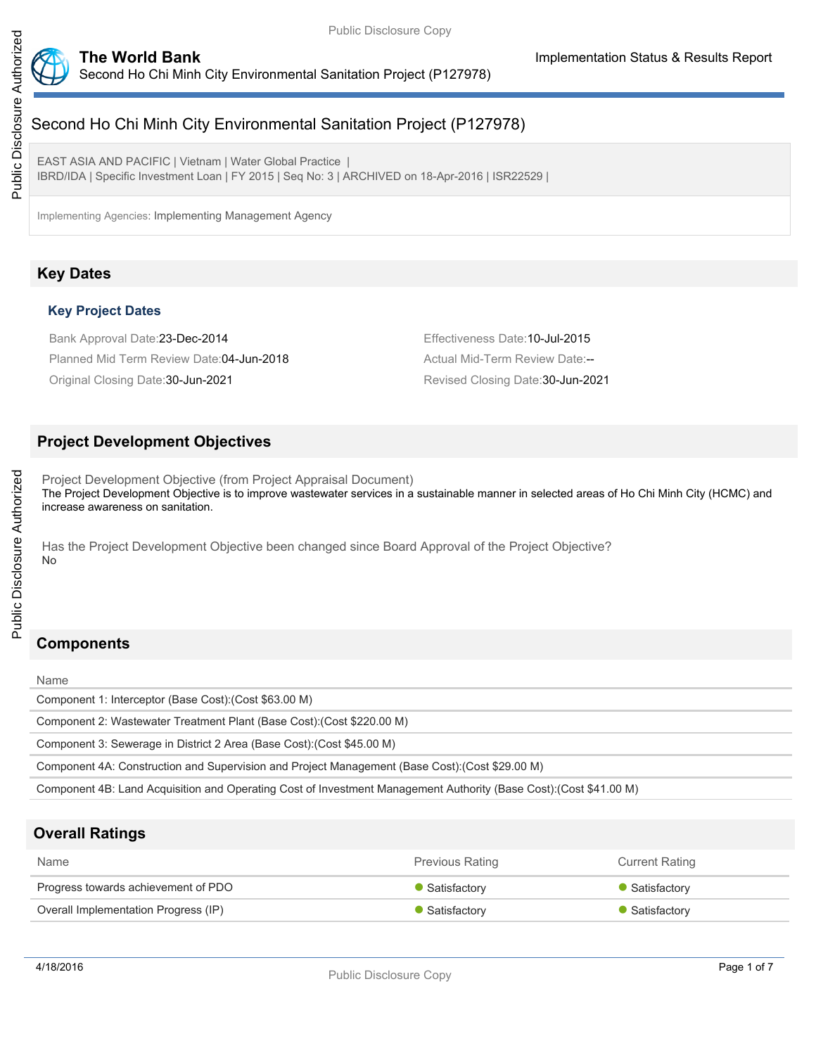# Second Ho Chi Minh City Environmental Sanitation Project (P127978)

EAST ASIA AND PACIFIC | Vietnam | Water Global Practice |
IBRD/IDA | Specific Investment Loan | FY 2015 | Seq No: 3 | ARCHIVED on 18-Apr-2016 | ISR22529 |

Implementing Agencies: Implementing Management Agency

## Key Dates

### Key Project Dates

Bank Approval Date:23-Dec-2014

Effectiveness Date:10-Jul-2015

Planned Mid Term Review Date:04-Jun-2018

Actual Mid-Term Review Date:--

Original Closing Date:30-Jun-2021

Revised Closing Date:30-Jun-2021

## Project Development Objectives

Project Development Objective (from Project Appraisal Document)

The Project Development Objective is to improve wastewater services in a sustainable manner in selected areas of Ho Chi Minh City (HCMC) and increase awareness on sanitation.

Has the Project Development Objective been changed since Board Approval of the Project Objective?

No

## Components

| Name |
|---|
| Component 1: Interceptor (Base Cost):(Cost $63.00 M) |
| Component 2: Wastewater Treatment Plant (Base Cost):(Cost $220.00 M) |
| Component 3: Sewerage in District 2 Area (Base Cost):(Cost $45.00 M) |
| Component 4A: Construction and Supervision and Project Management (Base Cost):(Cost $29.00 M) |
| Component 4B: Land Acquisition and Operating Cost of Investment Management Authority (Base Cost):(Cost $41.00 M) |

## Overall Ratings

| Name | Previous Rating | Current Rating |
|---|---|---|
| Progress towards achievement of PDO | Satisfactory | Satisfactory |
| Overall Implementation Progress (IP) | Satisfactory | Satisfactory |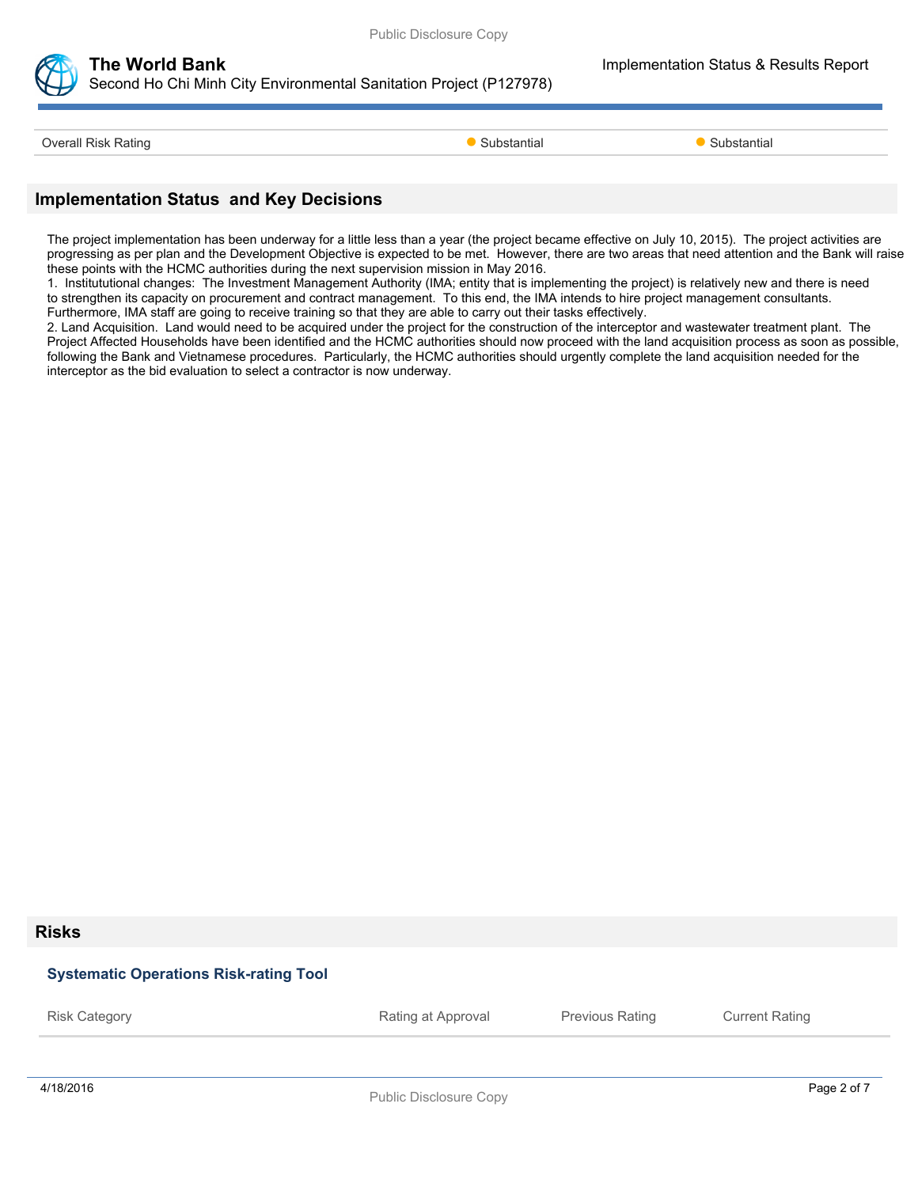| Overall Risk Rating | Substantial | Substantial |
| --- | --- | --- |

## Implementation Status and Key Decisions

The project implementation has been underway for a little less than a year (the project became effective on July 10, 2015). The project activities are progressing as per plan and the Development Objective is expected to be met. However, there are two areas that need attention and the Bank will raise these points with the HCMC authorities during the next supervision mission in May 2016.

1. Institututional changes: The Investment Management Authority (IMA; entity that is implementing the project) is relatively new and there is need to strengthen its capacity on procurement and contract management. To this end, the IMA intends to hire project management consultants. Furthermore, IMA staff are going to receive training so that they are able to carry out their tasks effectively.
2. Land Acquisition. Land would need to be acquired under the project for the construction of the interceptor and wastewater treatment plant. The Project Affected Households have been identified and the HCMC authorities should now proceed with the land acquisition process as soon as possible, following the Bank and Vietnamese procedures. Particularly, the HCMC authorities should urgently complete the land acquisition needed for the interceptor as the bid evaluation to select a contractor is now underway.

## Risks

### Systematic Operations Risk-rating Tool

| Risk Category | Rating at Approval | Previous Rating | Current Rating |
| --- | --- | --- | --- |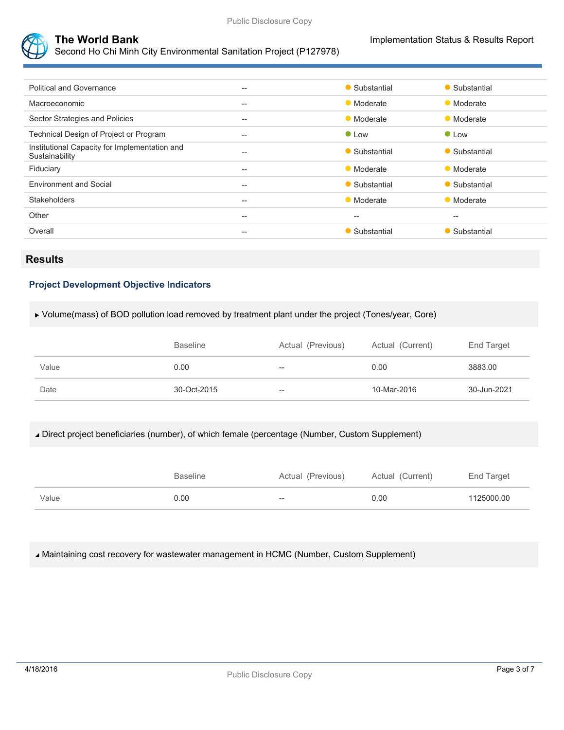| | | | |
|---|---|---|---|
| Political and Governance | -- | Substantial | Substantial |
| Macroeconomic | -- | Moderate | Moderate |
| Sector Strategies and Policies | -- | Moderate | Moderate |
| Technical Design of Project or Program | -- | Low | Low |
| Institutional Capacity for Implementation and Sustainability | -- | Substantial | Substantial |
| Fiduciary | -- | Moderate | Moderate |
| Environment and Social | -- | Substantial | Substantial |
| Stakeholders | -- | Moderate | Moderate |
| Other | -- | -- | -- |
| Overall | -- | Substantial | Substantial |

## Results

### Project Development Objective Indicators

▸ Volume(mass) of BOD pollution load removed by treatment plant under the project (Tones/year, Core)

| | Baseline | Actual (Previous) | Actual (Current) | End Target |
|---|---|---|---|---|
| Value | 0.00 | -- | 0.00 | 3883.00 |
| Date | 30-Oct-2015 | -- | 10-Mar-2016 | 30-Jun-2021 |

◢ Direct project beneficiaries (number), of which female (percentage (Number, Custom Supplement)

| | Baseline | Actual (Previous) | Actual (Current) | End Target |
|---|---|---|---|---|
| Value | 0.00 | -- | 0.00 | 1125000.00 |

◢ Maintaining cost recovery for wastewater management in HCMC (Number, Custom Supplement)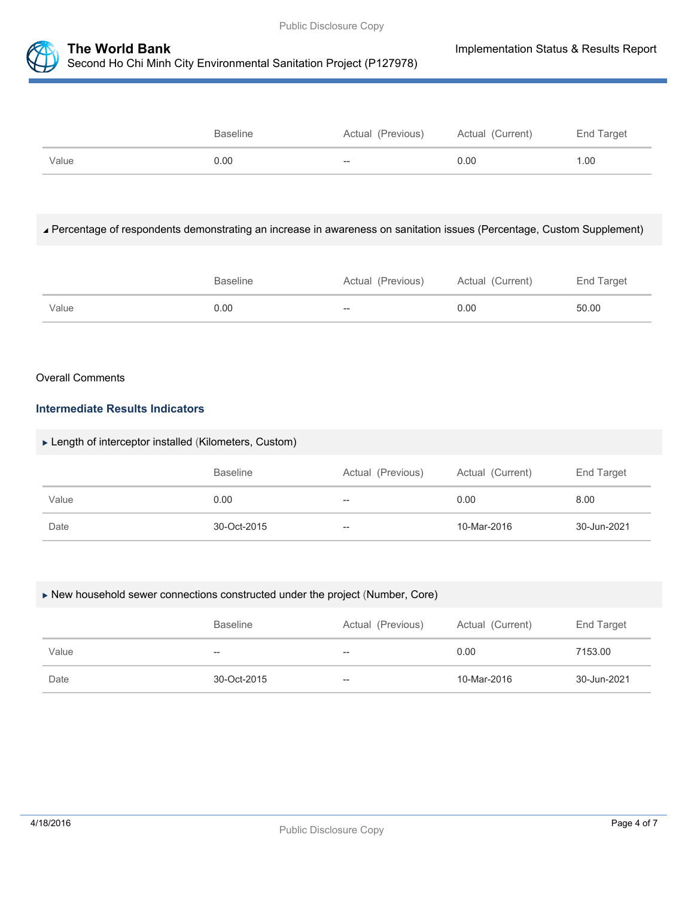| | Baseline | Actual (Previous) | Actual (Current) | End Target |
|---|---|---|---|---|
| Value | 0.00 | -- | 0.00 | 1.00 |

### Percentage of respondents demonstrating an increase in awareness on sanitation issues (Percentage, Custom Supplement)

| | Baseline | Actual (Previous) | Actual (Current) | End Target |
|---|---|---|---|---|
| Value | 0.00 | -- | 0.00 | 50.00 |

Overall Comments

## Intermediate Results Indicators

### Length of interceptor installed (Kilometers, Custom)

| | Baseline | Actual (Previous) | Actual (Current) | End Target |
|---|---|---|---|---|
| Value | 0.00 | -- | 0.00 | 8.00 |
| Date | 30-Oct-2015 | -- | 10-Mar-2016 | 30-Jun-2021 |

### New household sewer connections constructed under the project (Number, Core)

| | Baseline | Actual (Previous) | Actual (Current) | End Target |
|---|---|---|---|---|
| Value | -- | -- | 0.00 | 7153.00 |
| Date | 30-Oct-2015 | -- | 10-Mar-2016 | 30-Jun-2021 |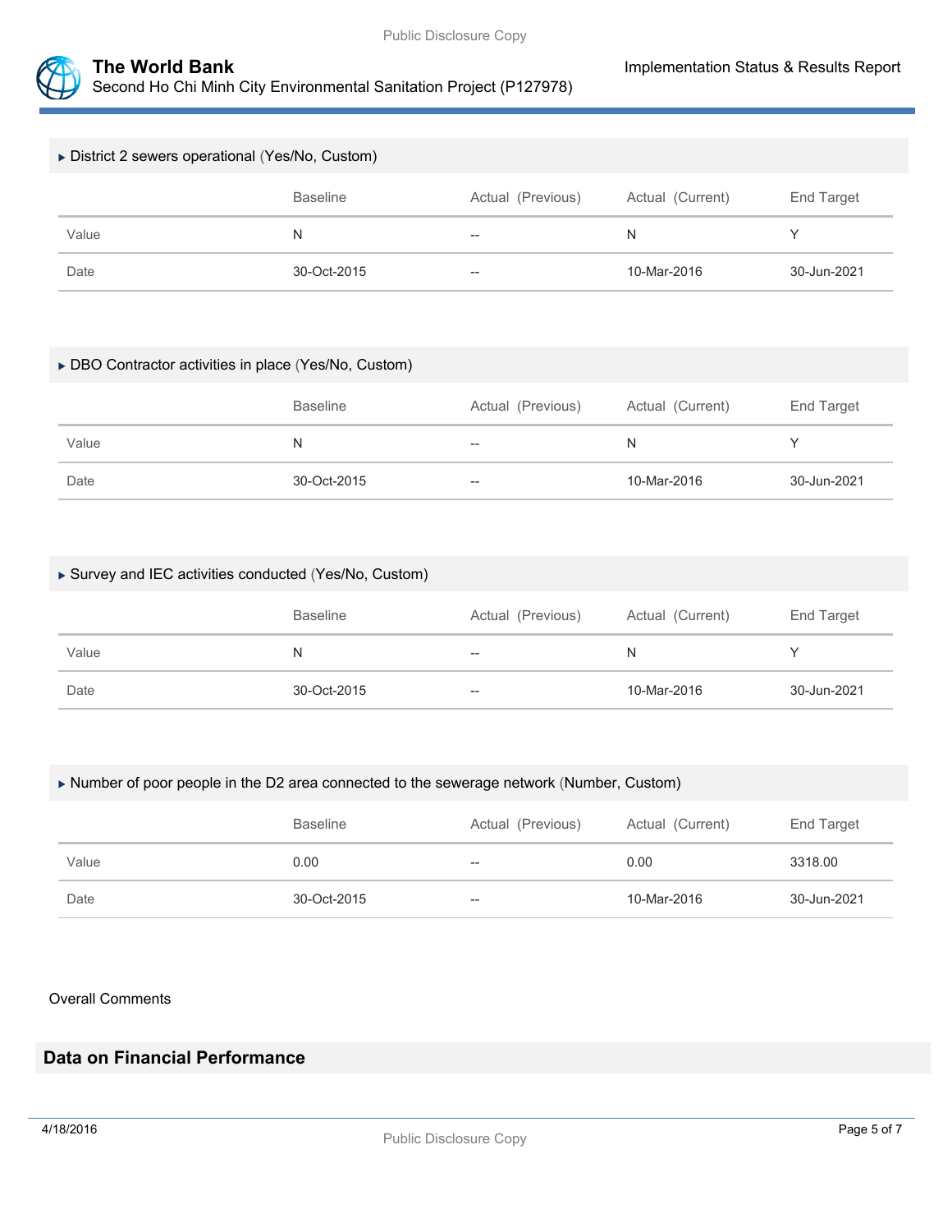▸ District 2 sewers operational (Yes/No, Custom)

| | Baseline | Actual (Previous) | Actual (Current) | End Target |
|---|---|---|---|---|
| Value | N | -- | N | Y |
| Date | 30-Oct-2015 | -- | 10-Mar-2016 | 30-Jun-2021 |

▸ DBO Contractor activities in place (Yes/No, Custom)

| | Baseline | Actual (Previous) | Actual (Current) | End Target |
|---|---|---|---|---|
| Value | N | -- | N | Y |
| Date | 30-Oct-2015 | -- | 10-Mar-2016 | 30-Jun-2021 |

▸ Survey and IEC activities conducted (Yes/No, Custom)

| | Baseline | Actual (Previous) | Actual (Current) | End Target |
|---|---|---|---|---|
| Value | N | -- | N | Y |
| Date | 30-Oct-2015 | -- | 10-Mar-2016 | 30-Jun-2021 |

▸ Number of poor people in the D2 area connected to the sewerage network (Number, Custom)

| | Baseline | Actual (Previous) | Actual (Current) | End Target |
|---|---|---|---|---|
| Value | 0.00 | -- | 0.00 | 3318.00 |
| Date | 30-Oct-2015 | -- | 10-Mar-2016 | 30-Jun-2021 |

Overall Comments

## Data on Financial Performance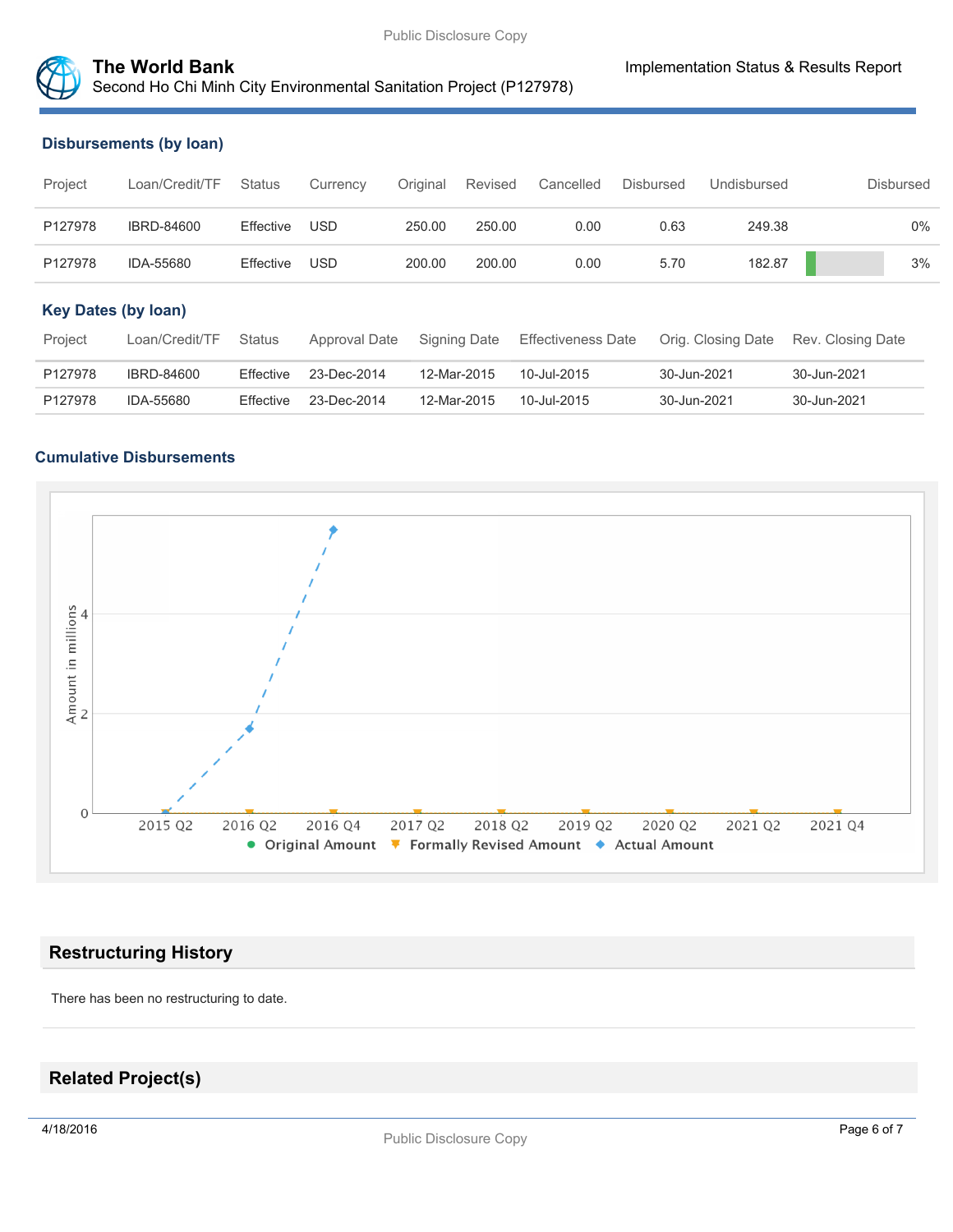### Disbursements (by loan)

| Project | Loan/Credit/TF | Status | Currency | Original | Revised | Cancelled | Disbursed | Undisbursed | Disbursed |
|---|---|---|---|---|---|---|---|---|---|
| P127978 | IBRD-84600 | Effective | USD | 250.00 | 250.00 | 0.00 | 0.63 | 249.38 | 0% |
| P127978 | IDA-55680 | Effective | USD | 200.00 | 200.00 | 0.00 | 5.70 | 182.87 | 3% |

### Key Dates (by loan)

| Project | Loan/Credit/TF | Status | Approval Date | Signing Date | Effectiveness Date | Orig. Closing Date | Rev. Closing Date |
|---|---|---|---|---|---|---|---|
| P127978 | IBRD-84600 | Effective | 23-Dec-2014 | 12-Mar-2015 | 10-Jul-2015 | 30-Jun-2021 | 30-Jun-2021 |
| P127978 | IDA-55680 | Effective | 23-Dec-2014 | 12-Mar-2015 | 10-Jul-2015 | 30-Jun-2021 | 30-Jun-2021 |

### Cumulative Disbursements

## Restructuring History

There has been no restructuring to date.

## Related Project(s)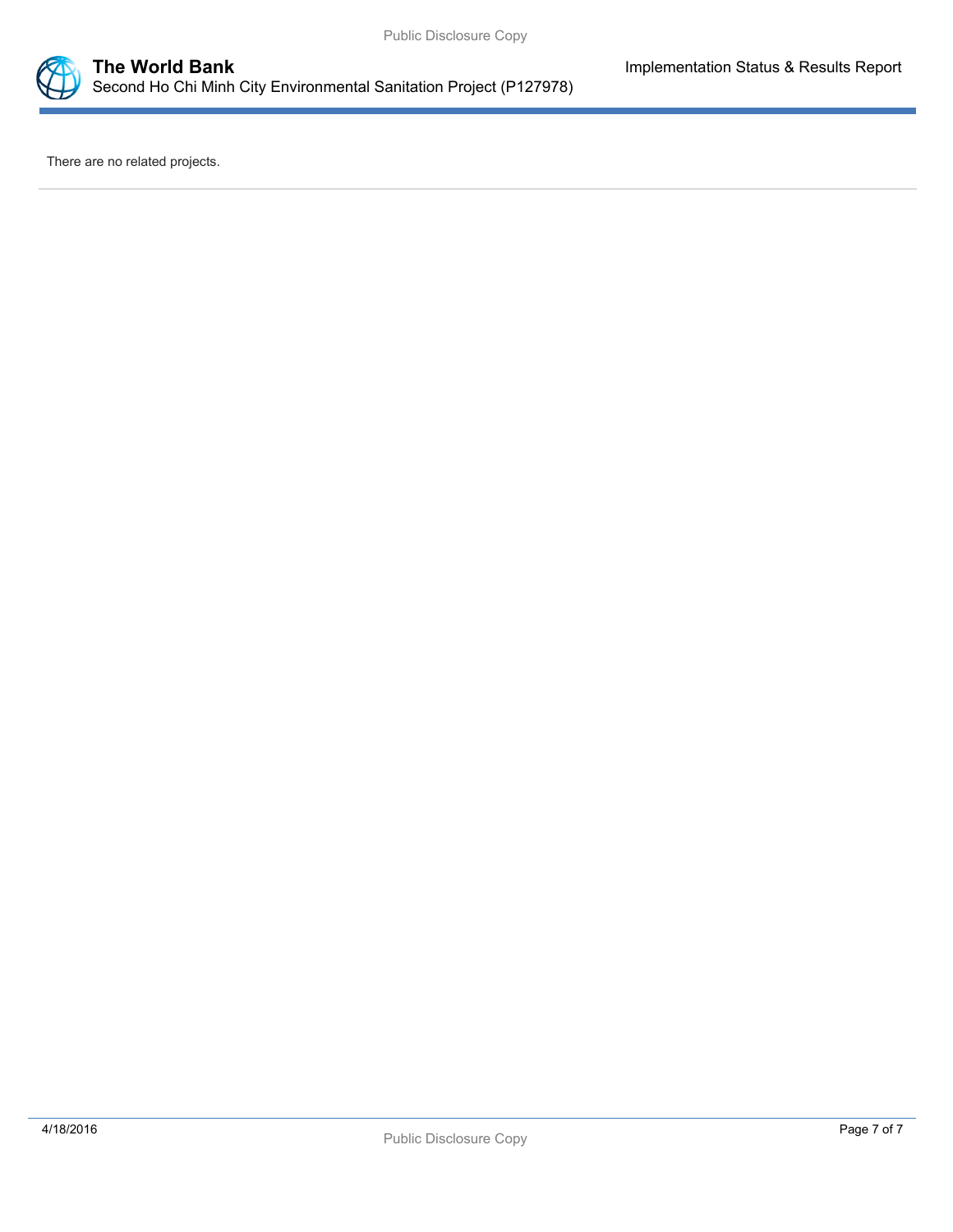There are no related projects.